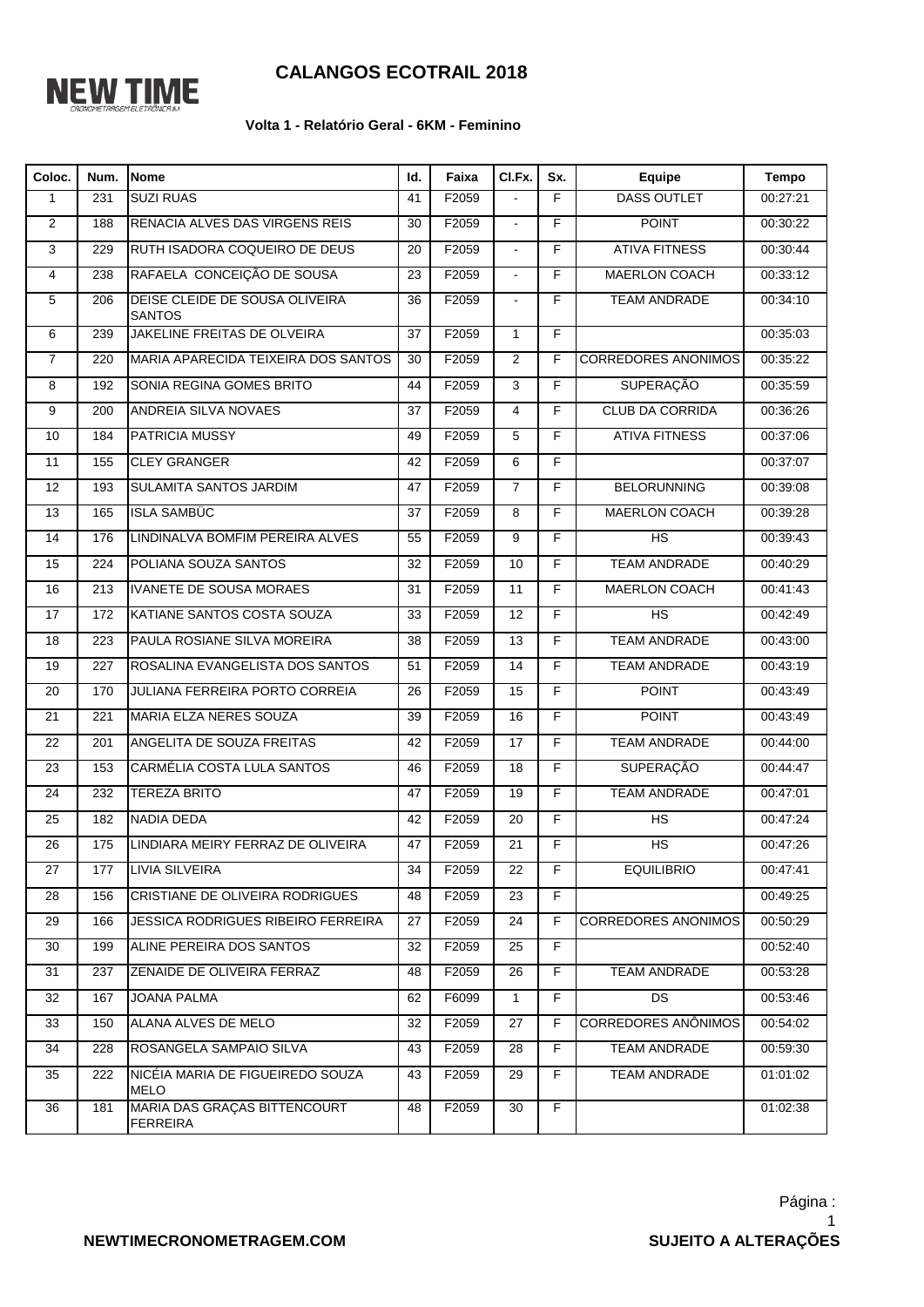NEW TIME
CRONOMETRAGEM ELETRÔNICA

# CALANGOS ECOTRAIL 2018

### Volta 1 - Relatório Geral - 6KM - Feminino

| Coloc. | Num. | Nome | Id. | Faixa | Cl.Fx. | Sx. | Equipe | Tempo |
|---|---|---|---|---|---|---|---|---|
| 1 | 231 | SUZI RUAS | 41 | F2059 | - | F | DASS OUTLET | 00:27:21 |
| 2 | 188 | RENACIA ALVES DAS VIRGENS REIS | 30 | F2059 | - | F | POINT | 00:30:22 |
| 3 | 229 | RUTH ISADORA COQUEIRO DE DEUS | 20 | F2059 | - | F | ATIVA FITNESS | 00:30:44 |
| 4 | 238 | RAFAELA CONCEIÇÃO DE SOUSA | 23 | F2059 | - | F | MAERLON COACH | 00:33:12 |
| 5 | 206 | DEISE CLEIDE DE SOUSA OLIVEIRA SANTOS | 36 | F2059 | - | F | TEAM ANDRADE | 00:34:10 |
| 6 | 239 | JAKELINE FREITAS DE OLVEIRA | 37 | F2059 | 1 | F | | 00:35:03 |
| 7 | 220 | MARIA APARECIDA TEIXEIRA DOS SANTOS | 30 | F2059 | 2 | F | CORREDORES ANONIMOS | 00:35:22 |
| 8 | 192 | SONIA REGINA GOMES BRITO | 44 | F2059 | 3 | F | SUPERAÇÃO | 00:35:59 |
| 9 | 200 | ANDREIA SILVA NOVAES | 37 | F2059 | 4 | F | CLUB DA CORRIDA | 00:36:26 |
| 10 | 184 | PATRICIA MUSSY | 49 | F2059 | 5 | F | ATIVA FITNESS | 00:37:06 |
| 11 | 155 | CLEY GRANGER | 42 | F2059 | 6 | F | | 00:37:07 |
| 12 | 193 | SULAMITA SANTOS JARDIM | 47 | F2059 | 7 | F | BELORUNNING | 00:39:08 |
| 13 | 165 | ISLA SAMBÜC | 37 | F2059 | 8 | F | MAERLON COACH | 00:39:28 |
| 14 | 176 | LINDINALVA BOMFIM PEREIRA ALVES | 55 | F2059 | 9 | F | HS | 00:39:43 |
| 15 | 224 | POLIANA SOUZA SANTOS | 32 | F2059 | 10 | F | TEAM ANDRADE | 00:40:29 |
| 16 | 213 | IVANETE DE SOUSA MORAES | 31 | F2059 | 11 | F | MAERLON COACH | 00:41:43 |
| 17 | 172 | KATIANE SANTOS COSTA SOUZA | 33 | F2059 | 12 | F | HS | 00:42:49 |
| 18 | 223 | PAULA ROSIANE SILVA MOREIRA | 38 | F2059 | 13 | F | TEAM ANDRADE | 00:43:00 |
| 19 | 227 | ROSALINA EVANGELISTA DOS SANTOS | 51 | F2059 | 14 | F | TEAM ANDRADE | 00:43:19 |
| 20 | 170 | JULIANA FERREIRA PORTO CORREIA | 26 | F2059 | 15 | F | POINT | 00:43:49 |
| 21 | 221 | MARIA ELZA NERES SOUZA | 39 | F2059 | 16 | F | POINT | 00:43:49 |
| 22 | 201 | ANGELITA DE SOUZA FREITAS | 42 | F2059 | 17 | F | TEAM ANDRADE | 00:44:00 |
| 23 | 153 | CARMÉLIA COSTA LULA SANTOS | 46 | F2059 | 18 | F | SUPERAÇÃO | 00:44:47 |
| 24 | 232 | TEREZA BRITO | 47 | F2059 | 19 | F | TEAM ANDRADE | 00:47:01 |
| 25 | 182 | NADIA DEDA | 42 | F2059 | 20 | F | HS | 00:47:24 |
| 26 | 175 | LINDIARA MEIRY FERRAZ DE OLIVEIRA | 47 | F2059 | 21 | F | HS | 00:47:26 |
| 27 | 177 | LIVIA SILVEIRA | 34 | F2059 | 22 | F | EQUILIBRIO | 00:47:41 |
| 28 | 156 | CRISTIANE DE OLIVEIRA RODRIGUES | 48 | F2059 | 23 | F | | 00:49:25 |
| 29 | 166 | JESSICA RODRIGUES RIBEIRO FERREIRA | 27 | F2059 | 24 | F | CORREDORES ANONIMOS | 00:50:29 |
| 30 | 199 | ALINE PEREIRA DOS SANTOS | 32 | F2059 | 25 | F | | 00:52:40 |
| 31 | 237 | ZENAIDE DE OLIVEIRA FERRAZ | 48 | F2059 | 26 | F | TEAM ANDRADE | 00:53:28 |
| 32 | 167 | JOANA PALMA | 62 | F6099 | 1 | F | DS | 00:53:46 |
| 33 | 150 | ALANA ALVES DE MELO | 32 | F2059 | 27 | F | CORREDORES ANÔNIMOS | 00:54:02 |
| 34 | 228 | ROSANGELA SAMPAIO SILVA | 43 | F2059 | 28 | F | TEAM ANDRADE | 00:59:30 |
| 35 | 222 | NICÉIA MARIA DE FIGUEIREDO SOUZA MELO | 43 | F2059 | 29 | F | TEAM ANDRADE | 01:01:02 |
| 36 | 181 | MARIA DAS GRAÇAS BITTENCOURT FERREIRA | 48 | F2059 | 30 | F | | 01:02:38 |

**NEWTIMECRONOMETRAGEM.COM** **SUJEITO A ALTERAÇÕES**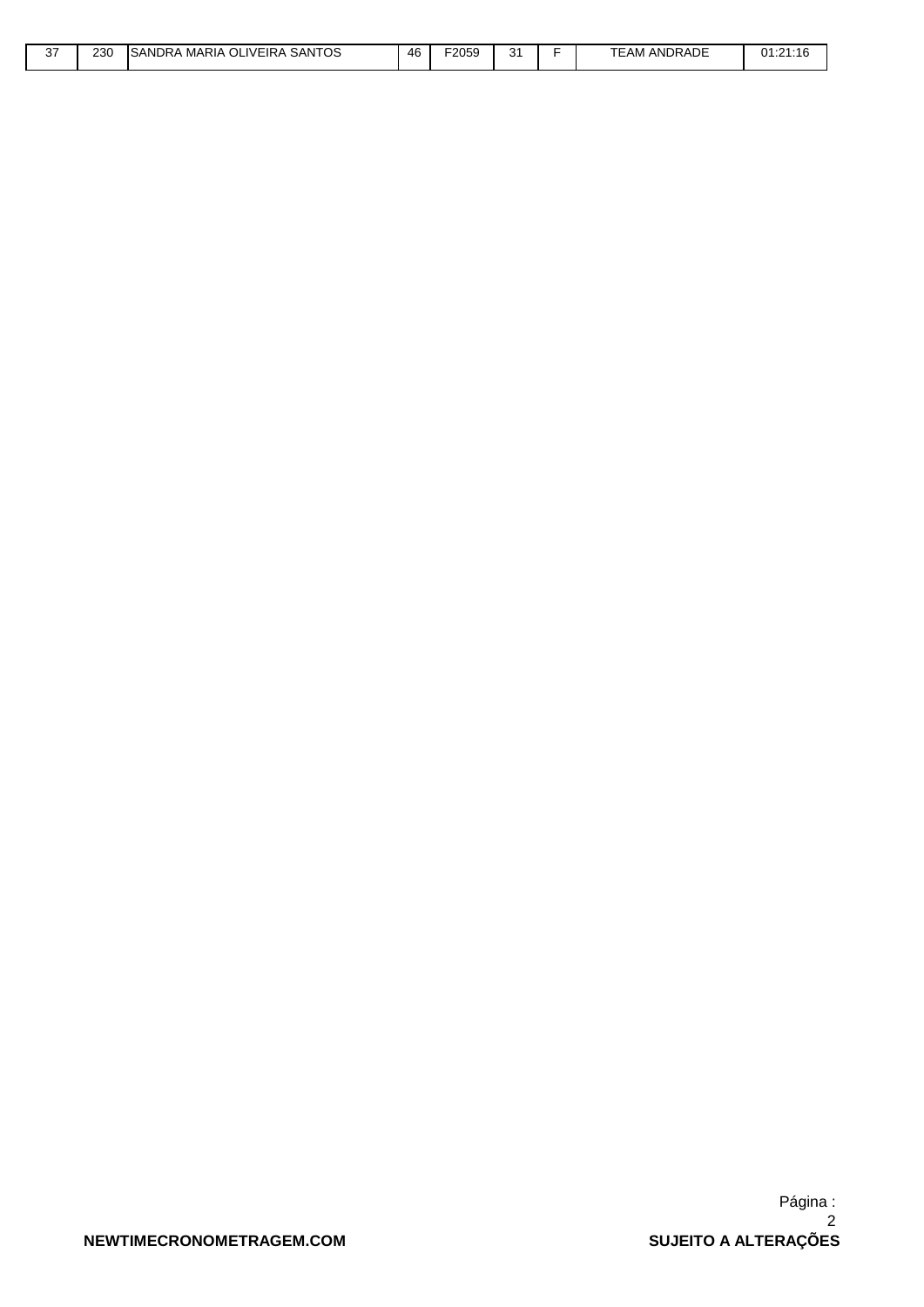| | | | | | | | | |
|---|---|---|---|---|---|---|---|---|
| 37 | 230 | SANDRA MARIA OLIVEIRA SANTOS | 46 | F2059 | 31 | F | TEAM ANDRADE | 01:21:16 |

**NEWTIMECRONOMETRAGEM.COM**

**SUJEITO A ALTERAÇÕES**